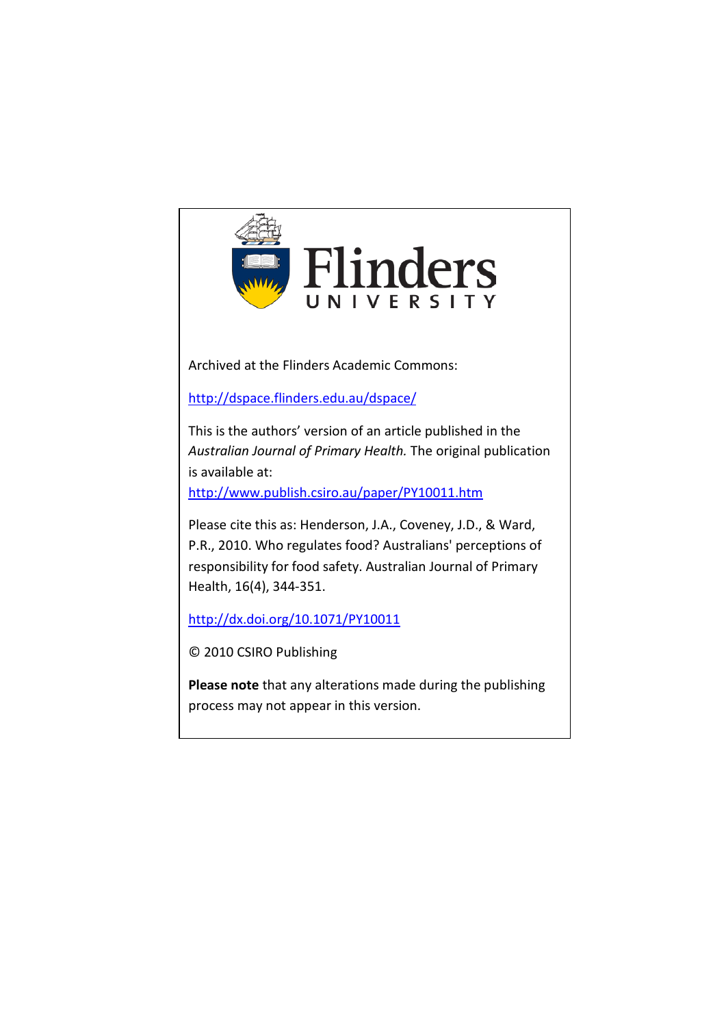Flinders UNIVERSITY

Archived at the Flinders Academic Commons:

http://dspace.flinders.edu.au/dspace/

This is the authors' version of an article published in the *Australian Journal of Primary Health.* The original publication is available at:

http://www.publish.csiro.au/paper/PY10011.htm

Please cite this as: Henderson, J.A., Coveney, J.D., & Ward, P.R., 2010. Who regulates food? Australians' perceptions of responsibility for food safety. Australian Journal of Primary Health, 16(4), 344-351.

http://dx.doi.org/10.1071/PY10011

© 2010 CSIRO Publishing

**Please note** that any alterations made during the publishing process may not appear in this version.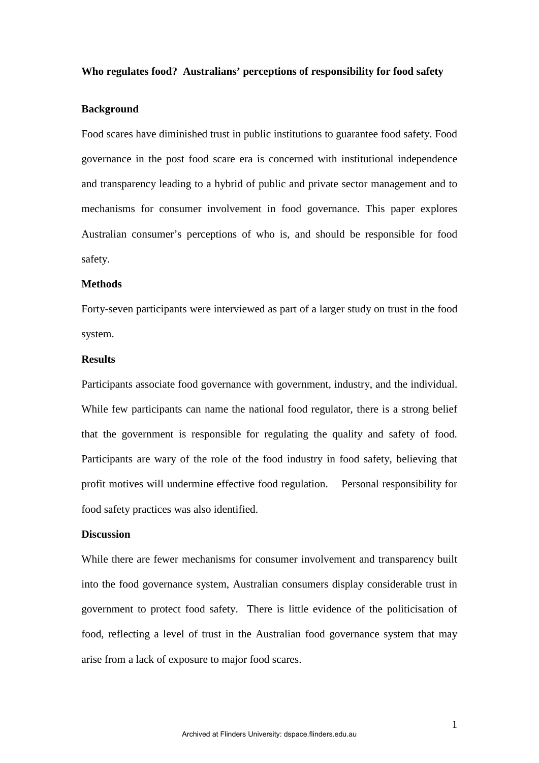**Who regulates food? Australians' perceptions of responsibility for food safety**

**Background**

Food scares have diminished trust in public institutions to guarantee food safety. Food governance in the post food scare era is concerned with institutional independence and transparency leading to a hybrid of public and private sector management and to mechanisms for consumer involvement in food governance. This paper explores Australian consumer's perceptions of who is, and should be responsible for food safety.

**Methods**

Forty-seven participants were interviewed as part of a larger study on trust in the food system.

**Results**

Participants associate food governance with government, industry, and the individual. While few participants can name the national food regulator, there is a strong belief that the government is responsible for regulating the quality and safety of food. Participants are wary of the role of the food industry in food safety, believing that profit motives will undermine effective food regulation. Personal responsibility for food safety practices was also identified.

**Discussion**

While there are fewer mechanisms for consumer involvement and transparency built into the food governance system, Australian consumers display considerable trust in government to protect food safety. There is little evidence of the politicisation of food, reflecting a level of trust in the Australian food governance system that may arise from a lack of exposure to major food scares.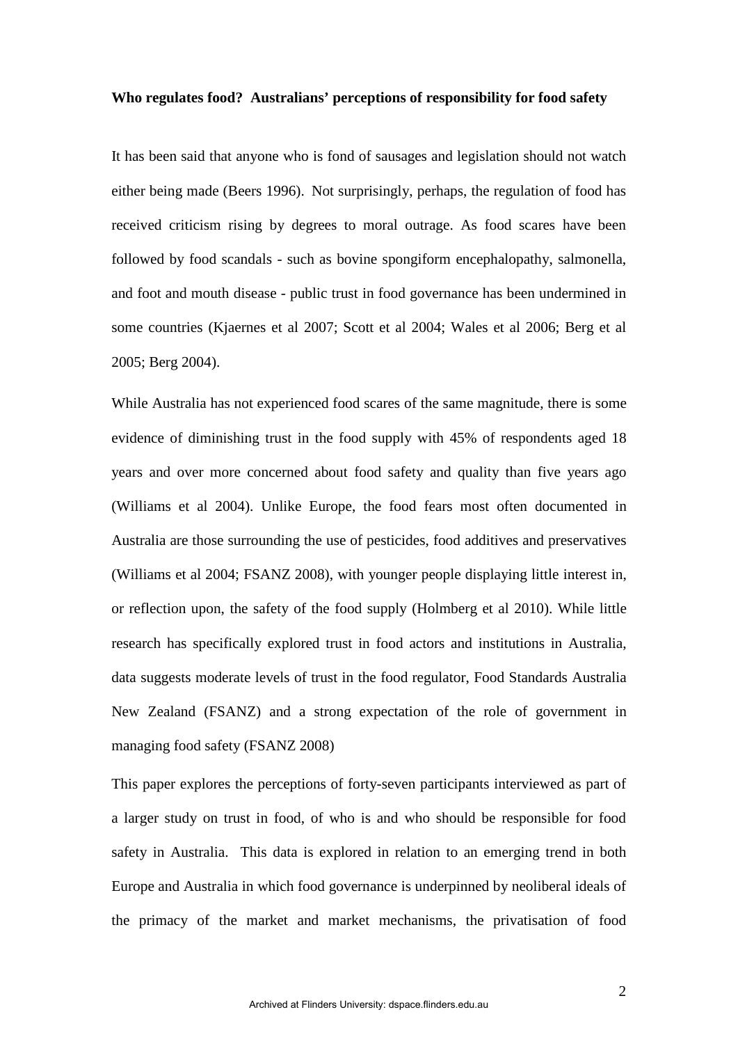**Who regulates food? Australians' perceptions of responsibility for food safety**

It has been said that anyone who is fond of sausages and legislation should not watch either being made (Beers 1996). Not surprisingly, perhaps, the regulation of food has received criticism rising by degrees to moral outrage. As food scares have been followed by food scandals - such as bovine spongiform encephalopathy, salmonella, and foot and mouth disease - public trust in food governance has been undermined in some countries (Kjaernes et al 2007; Scott et al 2004; Wales et al 2006; Berg et al 2005; Berg 2004).

While Australia has not experienced food scares of the same magnitude, there is some evidence of diminishing trust in the food supply with 45% of respondents aged 18 years and over more concerned about food safety and quality than five years ago (Williams et al 2004). Unlike Europe, the food fears most often documented in Australia are those surrounding the use of pesticides, food additives and preservatives (Williams et al 2004; FSANZ 2008), with younger people displaying little interest in, or reflection upon, the safety of the food supply (Holmberg et al 2010). While little research has specifically explored trust in food actors and institutions in Australia, data suggests moderate levels of trust in the food regulator, Food Standards Australia New Zealand (FSANZ) and a strong expectation of the role of government in managing food safety (FSANZ 2008)

This paper explores the perceptions of forty-seven participants interviewed as part of a larger study on trust in food, of who is and who should be responsible for food safety in Australia. This data is explored in relation to an emerging trend in both Europe and Australia in which food governance is underpinned by neoliberal ideals of the primacy of the market and market mechanisms, the privatisation of food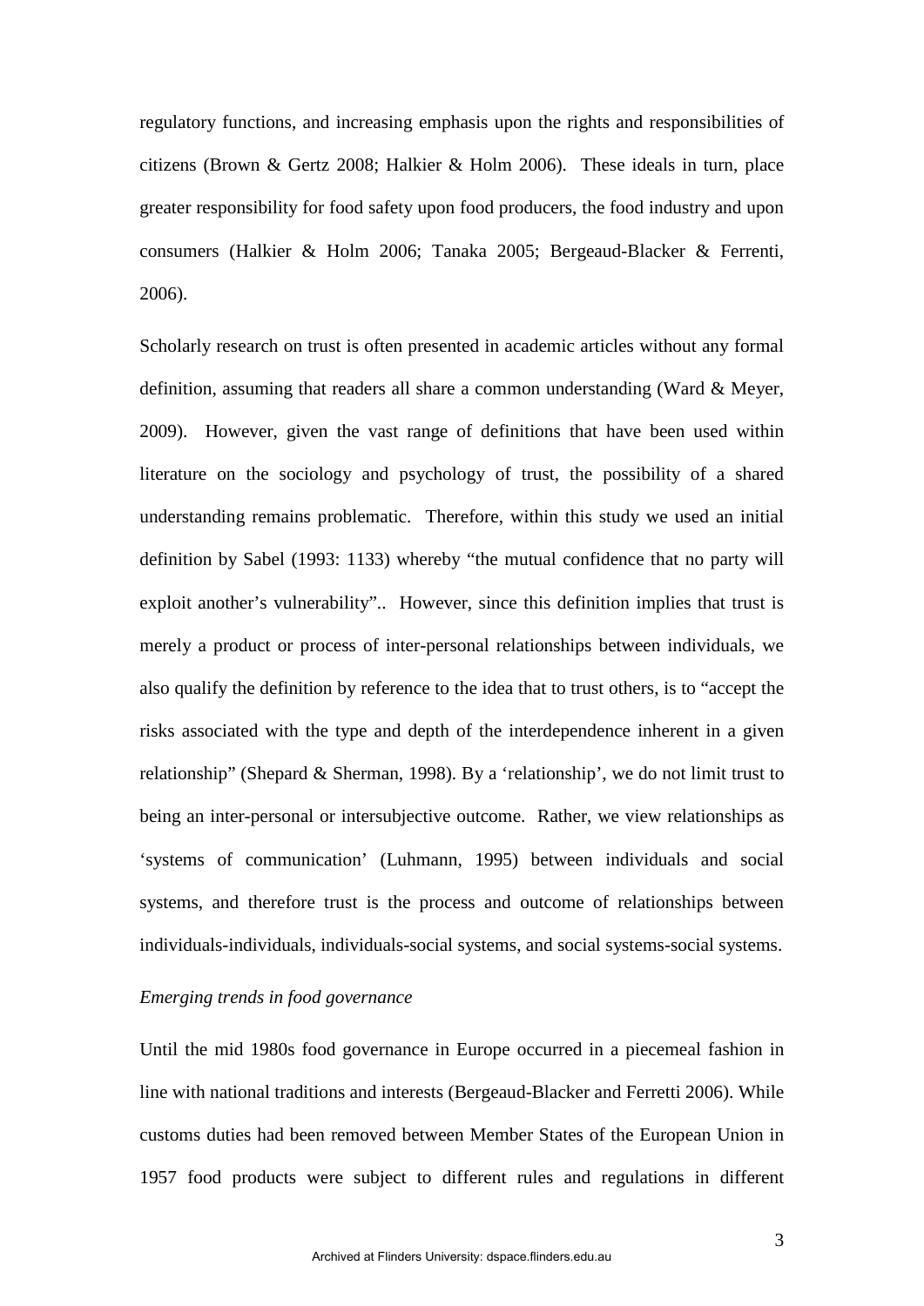regulatory functions, and increasing emphasis upon the rights and responsibilities of citizens (Brown & Gertz 2008; Halkier & Holm 2006). These ideals in turn, place greater responsibility for food safety upon food producers, the food industry and upon consumers (Halkier & Holm 2006; Tanaka 2005; Bergeaud-Blacker & Ferrenti, 2006).

Scholarly research on trust is often presented in academic articles without any formal definition, assuming that readers all share a common understanding (Ward & Meyer, 2009). However, given the vast range of definitions that have been used within literature on the sociology and psychology of trust, the possibility of a shared understanding remains problematic. Therefore, within this study we used an initial definition by Sabel (1993: 1133) whereby "the mutual confidence that no party will exploit another's vulnerability".. However, since this definition implies that trust is merely a product or process of inter-personal relationships between individuals, we also qualify the definition by reference to the idea that to trust others, is to "accept the risks associated with the type and depth of the interdependence inherent in a given relationship" (Shepard & Sherman, 1998). By a 'relationship', we do not limit trust to being an inter-personal or intersubjective outcome. Rather, we view relationships as 'systems of communication' (Luhmann, 1995) between individuals and social systems, and therefore trust is the process and outcome of relationships between individuals-individuals, individuals-social systems, and social systems-social systems.

*Emerging trends in food governance*

Until the mid 1980s food governance in Europe occurred in a piecemeal fashion in line with national traditions and interests (Bergeaud-Blacker and Ferretti 2006). While customs duties had been removed between Member States of the European Union in 1957 food products were subject to different rules and regulations in different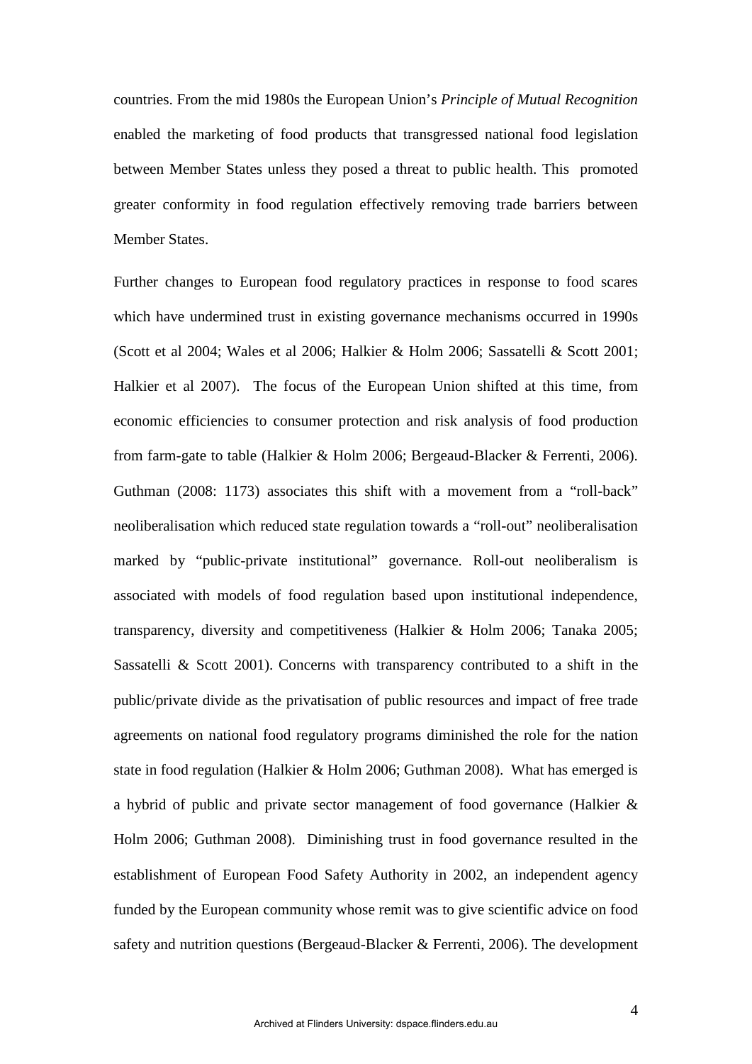countries. From the mid 1980s the European Union's *Principle of Mutual Recognition* enabled the marketing of food products that transgressed national food legislation between Member States unless they posed a threat to public health. This promoted greater conformity in food regulation effectively removing trade barriers between Member States.

Further changes to European food regulatory practices in response to food scares which have undermined trust in existing governance mechanisms occurred in 1990s (Scott et al 2004; Wales et al 2006; Halkier & Holm 2006; Sassatelli & Scott 2001; Halkier et al 2007). The focus of the European Union shifted at this time, from economic efficiencies to consumer protection and risk analysis of food production from farm-gate to table (Halkier & Holm 2006; Bergeaud-Blacker & Ferrenti, 2006). Guthman (2008: 1173) associates this shift with a movement from a "roll-back" neoliberalisation which reduced state regulation towards a "roll-out" neoliberalisation marked by "public-private institutional" governance. Roll-out neoliberalism is associated with models of food regulation based upon institutional independence, transparency, diversity and competitiveness (Halkier & Holm 2006; Tanaka 2005; Sassatelli & Scott 2001). Concerns with transparency contributed to a shift in the public/private divide as the privatisation of public resources and impact of free trade agreements on national food regulatory programs diminished the role for the nation state in food regulation (Halkier & Holm 2006; Guthman 2008). What has emerged is a hybrid of public and private sector management of food governance (Halkier & Holm 2006; Guthman 2008). Diminishing trust in food governance resulted in the establishment of European Food Safety Authority in 2002, an independent agency funded by the European community whose remit was to give scientific advice on food safety and nutrition questions (Bergeaud-Blacker & Ferrenti, 2006). The development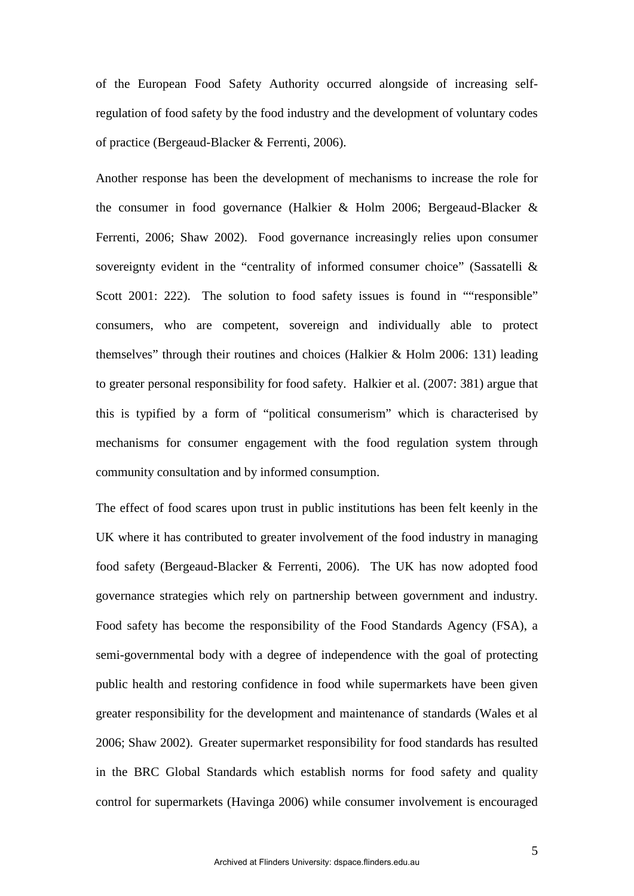of the European Food Safety Authority occurred alongside of increasing self-regulation of food safety by the food industry and the development of voluntary codes of practice (Bergeaud-Blacker & Ferrenti, 2006).

Another response has been the development of mechanisms to increase the role for the consumer in food governance (Halkier & Holm 2006; Bergeaud-Blacker & Ferrenti, 2006; Shaw 2002). Food governance increasingly relies upon consumer sovereignty evident in the "centrality of informed consumer choice" (Sassatelli & Scott 2001: 222). The solution to food safety issues is found in ""responsible" consumers, who are competent, sovereign and individually able to protect themselves" through their routines and choices (Halkier & Holm 2006: 131) leading to greater personal responsibility for food safety. Halkier et al. (2007: 381) argue that this is typified by a form of "political consumerism" which is characterised by mechanisms for consumer engagement with the food regulation system through community consultation and by informed consumption.

The effect of food scares upon trust in public institutions has been felt keenly in the UK where it has contributed to greater involvement of the food industry in managing food safety (Bergeaud-Blacker & Ferrenti, 2006). The UK has now adopted food governance strategies which rely on partnership between government and industry. Food safety has become the responsibility of the Food Standards Agency (FSA), a semi-governmental body with a degree of independence with the goal of protecting public health and restoring confidence in food while supermarkets have been given greater responsibility for the development and maintenance of standards (Wales et al 2006; Shaw 2002). Greater supermarket responsibility for food standards has resulted in the BRC Global Standards which establish norms for food safety and quality control for supermarkets (Havinga 2006) while consumer involvement is encouraged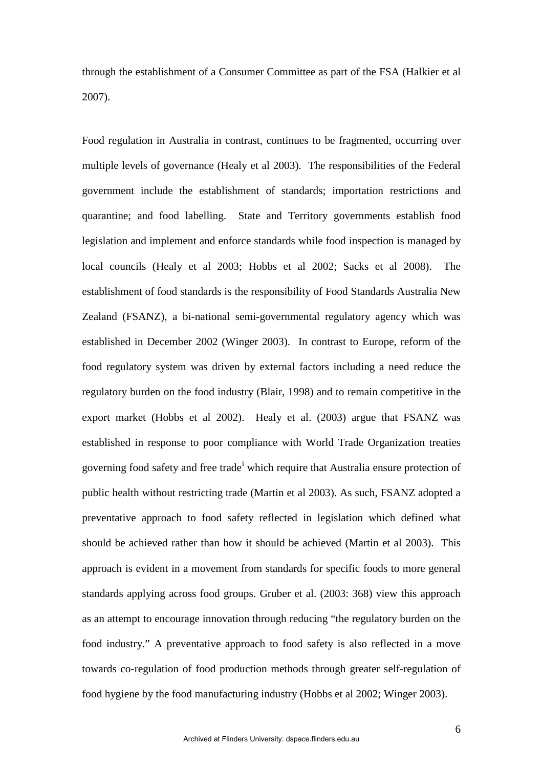through the establishment of a Consumer Committee as part of the FSA (Halkier et al 2007).

Food regulation in Australia in contrast, continues to be fragmented, occurring over multiple levels of governance (Healy et al 2003). The responsibilities of the Federal government include the establishment of standards; importation restrictions and quarantine; and food labelling. State and Territory governments establish food legislation and implement and enforce standards while food inspection is managed by local councils (Healy et al 2003; Hobbs et al 2002; Sacks et al 2008). The establishment of food standards is the responsibility of Food Standards Australia New Zealand (FSANZ), a bi-national semi-governmental regulatory agency which was established in December 2002 (Winger 2003). In contrast to Europe, reform of the food regulatory system was driven by external factors including a need reduce the regulatory burden on the food industry (Blair, 1998) and to remain competitive in the export market (Hobbs et al 2002). Healy et al. (2003) argue that FSANZ was established in response to poor compliance with World Trade Organization treaties governing food safety and free trade[i] which require that Australia ensure protection of public health without restricting trade (Martin et al 2003). As such, FSANZ adopted a preventative approach to food safety reflected in legislation which defined what should be achieved rather than how it should be achieved (Martin et al 2003). This approach is evident in a movement from standards for specific foods to more general standards applying across food groups. Gruber et al. (2003: 368) view this approach as an attempt to encourage innovation through reducing "the regulatory burden on the food industry." A preventative approach to food safety is also reflected in a move towards co-regulation of food production methods through greater self-regulation of food hygiene by the food manufacturing industry (Hobbs et al 2002; Winger 2003).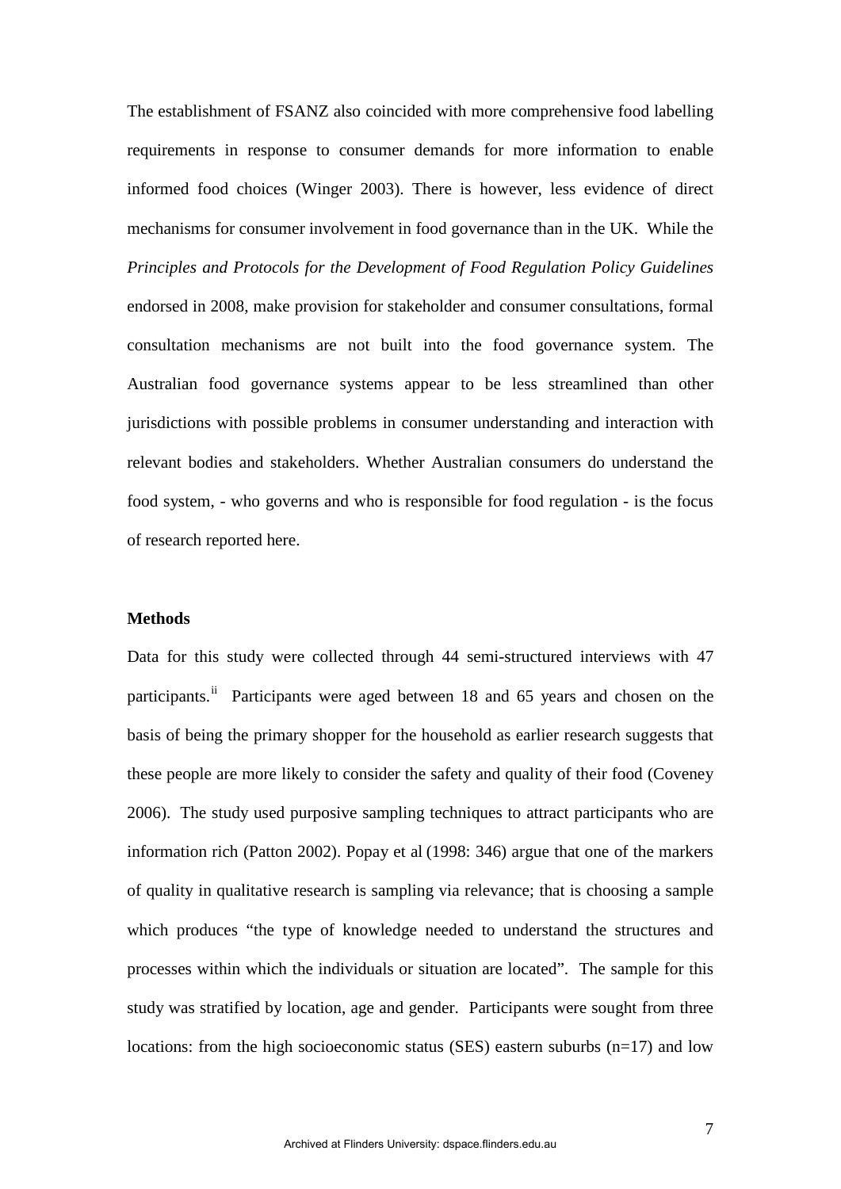The establishment of FSANZ also coincided with more comprehensive food labelling requirements in response to consumer demands for more information to enable informed food choices (Winger 2003). There is however, less evidence of direct mechanisms for consumer involvement in food governance than in the UK. While the *Principles and Protocols for the Development of Food Regulation Policy Guidelines* endorsed in 2008, make provision for stakeholder and consumer consultations, formal consultation mechanisms are not built into the food governance system. The Australian food governance systems appear to be less streamlined than other jurisdictions with possible problems in consumer understanding and interaction with relevant bodies and stakeholders. Whether Australian consumers do understand the food system, - who governs and who is responsible for food regulation - is the focus of research reported here.

**Methods**

Data for this study were collected through 44 semi-structured interviews with 47 participants.[ii] Participants were aged between 18 and 65 years and chosen on the basis of being the primary shopper for the household as earlier research suggests that these people are more likely to consider the safety and quality of their food (Coveney 2006). The study used purposive sampling techniques to attract participants who are information rich (Patton 2002). Popay et al (1998: 346) argue that one of the markers of quality in qualitative research is sampling via relevance; that is choosing a sample which produces "the type of knowledge needed to understand the structures and processes within which the individuals or situation are located". The sample for this study was stratified by location, age and gender. Participants were sought from three locations: from the high socioeconomic status (SES) eastern suburbs (n=17) and low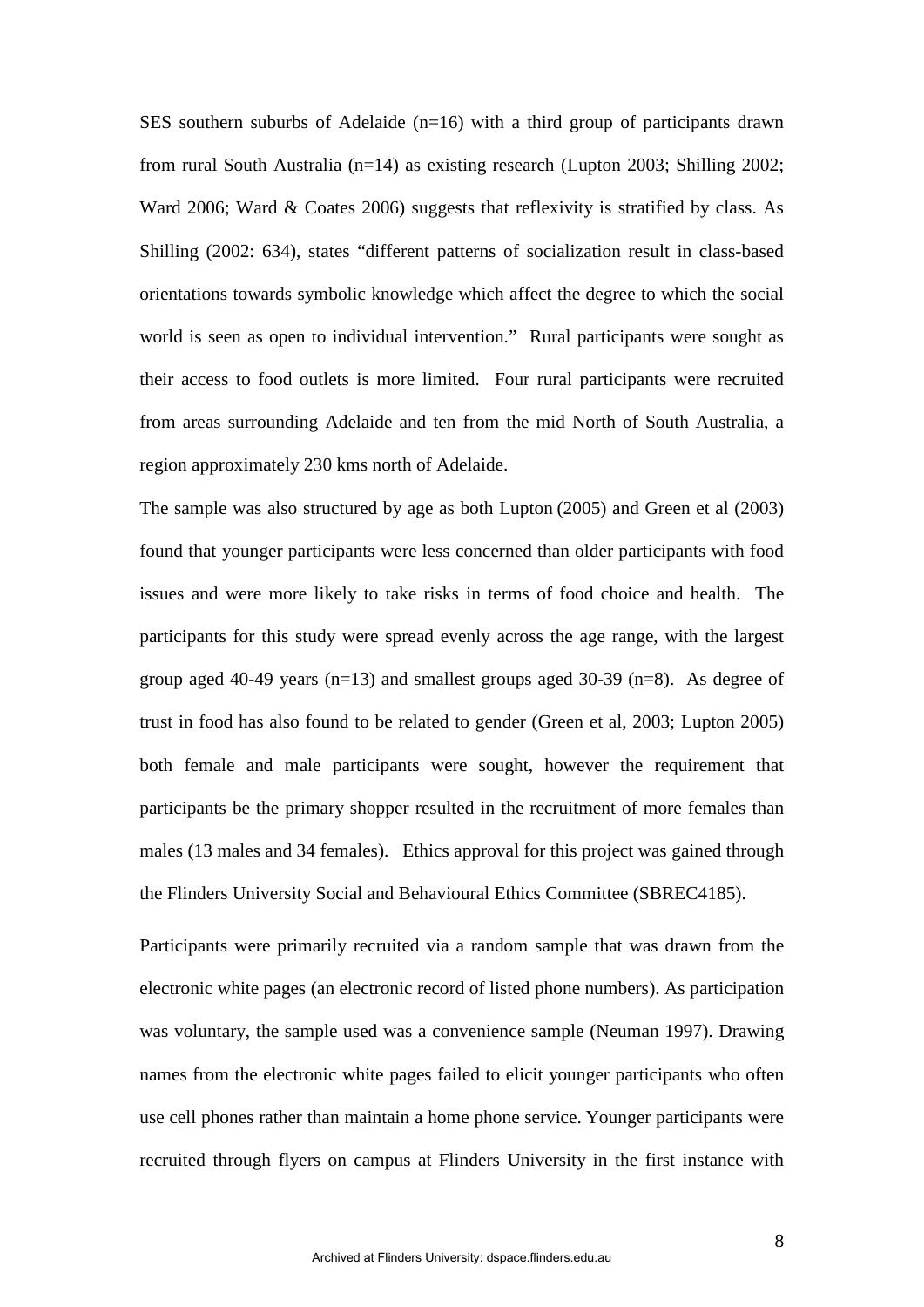SES southern suburbs of Adelaide (n=16) with a third group of participants drawn from rural South Australia (n=14) as existing research (Lupton 2003; Shilling 2002; Ward 2006; Ward & Coates 2006) suggests that reflexivity is stratified by class. As Shilling (2002: 634), states "different patterns of socialization result in class-based orientations towards symbolic knowledge which affect the degree to which the social world is seen as open to individual intervention." Rural participants were sought as their access to food outlets is more limited. Four rural participants were recruited from areas surrounding Adelaide and ten from the mid North of South Australia, a region approximately 230 kms north of Adelaide.

The sample was also structured by age as both Lupton (2005) and Green et al (2003) found that younger participants were less concerned than older participants with food issues and were more likely to take risks in terms of food choice and health. The participants for this study were spread evenly across the age range, with the largest group aged 40-49 years (n=13) and smallest groups aged 30-39 (n=8). As degree of trust in food has also found to be related to gender (Green et al, 2003; Lupton 2005) both female and male participants were sought, however the requirement that participants be the primary shopper resulted in the recruitment of more females than males (13 males and 34 females). Ethics approval for this project was gained through the Flinders University Social and Behavioural Ethics Committee (SBREC4185).

Participants were primarily recruited via a random sample that was drawn from the electronic white pages (an electronic record of listed phone numbers). As participation was voluntary, the sample used was a convenience sample (Neuman 1997). Drawing names from the electronic white pages failed to elicit younger participants who often use cell phones rather than maintain a home phone service. Younger participants were recruited through flyers on campus at Flinders University in the first instance with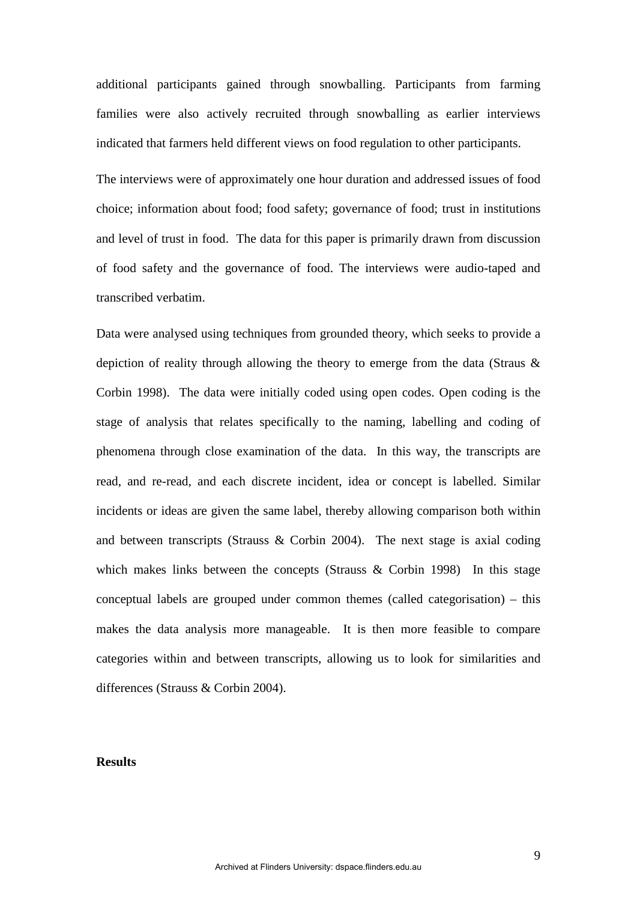additional participants gained through snowballing. Participants from farming families were also actively recruited through snowballing as earlier interviews indicated that farmers held different views on food regulation to other participants.

The interviews were of approximately one hour duration and addressed issues of food choice; information about food; food safety; governance of food; trust in institutions and level of trust in food. The data for this paper is primarily drawn from discussion of food safety and the governance of food. The interviews were audio-taped and transcribed verbatim.

Data were analysed using techniques from grounded theory, which seeks to provide a depiction of reality through allowing the theory to emerge from the data (Straus & Corbin 1998). The data were initially coded using open codes. Open coding is the stage of analysis that relates specifically to the naming, labelling and coding of phenomena through close examination of the data. In this way, the transcripts are read, and re-read, and each discrete incident, idea or concept is labelled. Similar incidents or ideas are given the same label, thereby allowing comparison both within and between transcripts (Strauss & Corbin 2004). The next stage is axial coding which makes links between the concepts (Strauss & Corbin 1998) In this stage conceptual labels are grouped under common themes (called categorisation) – this makes the data analysis more manageable. It is then more feasible to compare categories within and between transcripts, allowing us to look for similarities and differences (Strauss & Corbin 2004).

**Results**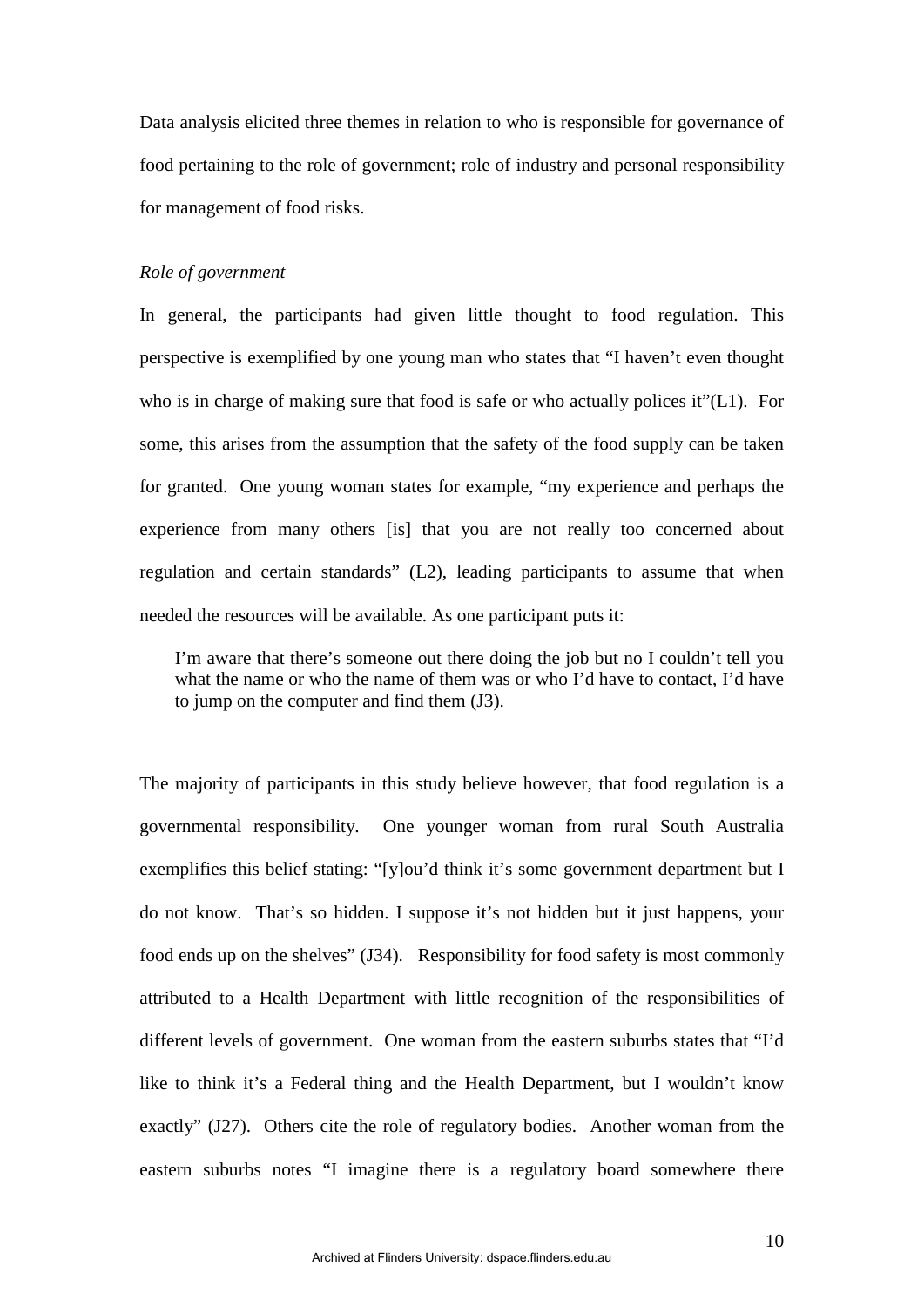Data analysis elicited three themes in relation to who is responsible for governance of food pertaining to the role of government; role of industry and personal responsibility for management of food risks.

*Role of government*

In general, the participants had given little thought to food regulation. This perspective is exemplified by one young man who states that “I haven’t even thought who is in charge of making sure that food is safe or who actually polices it”(L1). For some, this arises from the assumption that the safety of the food supply can be taken for granted. One young woman states for example, “my experience and perhaps the experience from many others [is] that you are not really too concerned about regulation and certain standards” (L2), leading participants to assume that when needed the resources will be available. As one participant puts it:

> I’m aware that there’s someone out there doing the job but no I couldn’t tell you what the name or who the name of them was or who I’d have to contact, I’d have to jump on the computer and find them (J3).

The majority of participants in this study believe however, that food regulation is a governmental responsibility. One younger woman from rural South Australia exemplifies this belief stating: “[y]ou’d think it’s some government department but I do not know. That’s so hidden. I suppose it’s not hidden but it just happens, your food ends up on the shelves” (J34). Responsibility for food safety is most commonly attributed to a Health Department with little recognition of the responsibilities of different levels of government. One woman from the eastern suburbs states that “I’d like to think it’s a Federal thing and the Health Department, but I wouldn’t know exactly” (J27). Others cite the role of regulatory bodies. Another woman from the eastern suburbs notes “I imagine there is a regulatory board somewhere there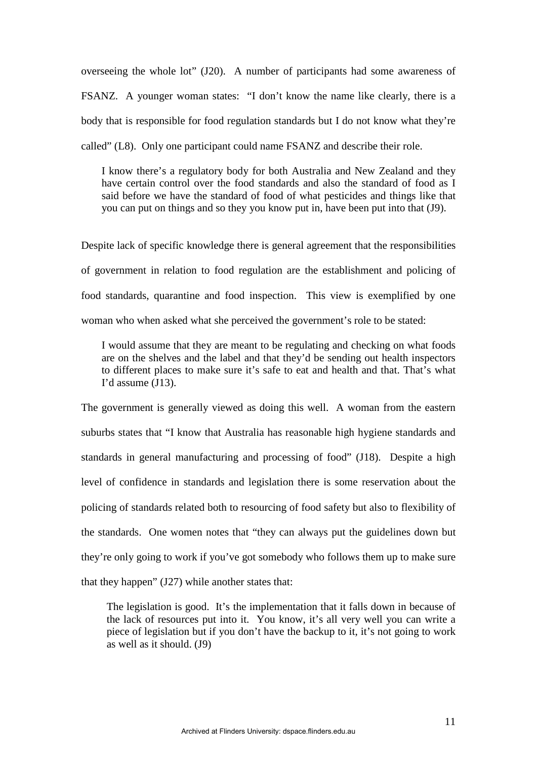overseeing the whole lot" (J20). A number of participants had some awareness of FSANZ. A younger woman states: "I don't know the name like clearly, there is a body that is responsible for food regulation standards but I do not know what they're called" (L8). Only one participant could name FSANZ and describe their role.

> I know there's a regulatory body for both Australia and New Zealand and they have certain control over the food standards and also the standard of food as I said before we have the standard of food of what pesticides and things like that you can put on things and so they you know put in, have been put into that (J9).

Despite lack of specific knowledge there is general agreement that the responsibilities of government in relation to food regulation are the establishment and policing of food standards, quarantine and food inspection. This view is exemplified by one woman who when asked what she perceived the government's role to be stated:

> I would assume that they are meant to be regulating and checking on what foods are on the shelves and the label and that they'd be sending out health inspectors to different places to make sure it's safe to eat and health and that. That's what I'd assume (J13).

The government is generally viewed as doing this well. A woman from the eastern suburbs states that "I know that Australia has reasonable high hygiene standards and standards in general manufacturing and processing of food" (J18). Despite a high level of confidence in standards and legislation there is some reservation about the policing of standards related both to resourcing of food safety but also to flexibility of the standards. One women notes that "they can always put the guidelines down but they're only going to work if you've got somebody who follows them up to make sure that they happen" (J27) while another states that:

> The legislation is good. It's the implementation that it falls down in because of the lack of resources put into it. You know, it's all very well you can write a piece of legislation but if you don't have the backup to it, it's not going to work as well as it should. (J9)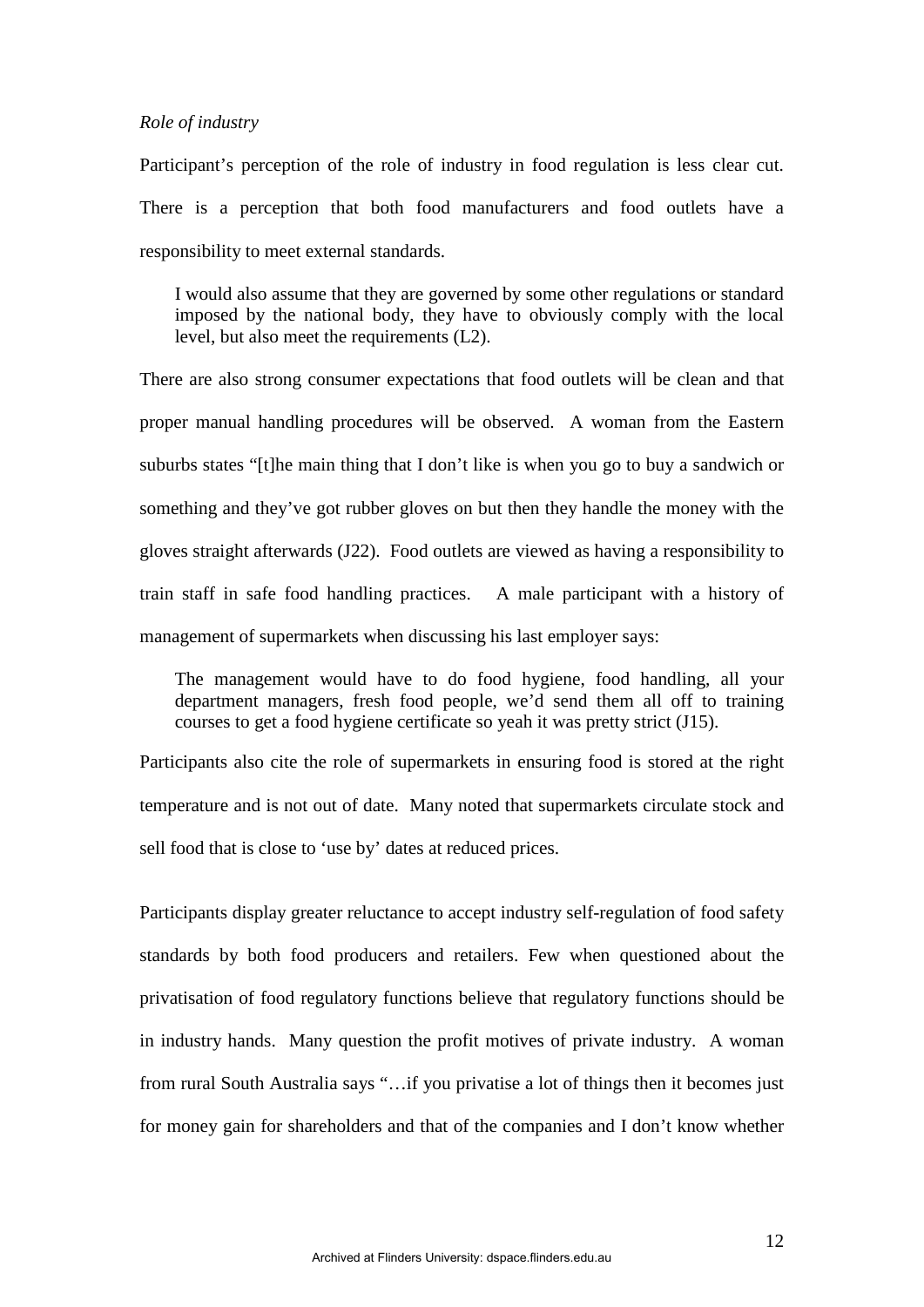*Role of industry*

Participant's perception of the role of industry in food regulation is less clear cut. There is a perception that both food manufacturers and food outlets have a responsibility to meet external standards.

> I would also assume that they are governed by some other regulations or standard imposed by the national body, they have to obviously comply with the local level, but also meet the requirements (L2).

There are also strong consumer expectations that food outlets will be clean and that proper manual handling procedures will be observed. A woman from the Eastern suburbs states "[t]he main thing that I don't like is when you go to buy a sandwich or something and they've got rubber gloves on but then they handle the money with the gloves straight afterwards (J22). Food outlets are viewed as having a responsibility to train staff in safe food handling practices. A male participant with a history of management of supermarkets when discussing his last employer says:

> The management would have to do food hygiene, food handling, all your department managers, fresh food people, we'd send them all off to training courses to get a food hygiene certificate so yeah it was pretty strict (J15).

Participants also cite the role of supermarkets in ensuring food is stored at the right temperature and is not out of date. Many noted that supermarkets circulate stock and sell food that is close to 'use by' dates at reduced prices.

Participants display greater reluctance to accept industry self-regulation of food safety standards by both food producers and retailers. Few when questioned about the privatisation of food regulatory functions believe that regulatory functions should be in industry hands. Many question the profit motives of private industry. A woman from rural South Australia says "…if you privatise a lot of things then it becomes just for money gain for shareholders and that of the companies and I don't know whether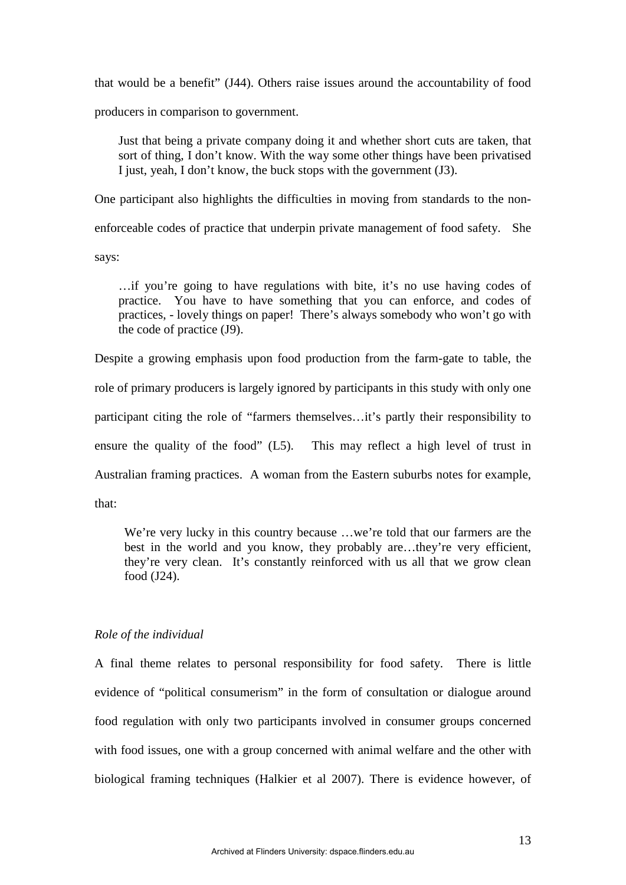that would be a benefit" (J44). Others raise issues around the accountability of food producers in comparison to government.

> Just that being a private company doing it and whether short cuts are taken, that sort of thing, I don't know. With the way some other things have been privatised I just, yeah, I don't know, the buck stops with the government (J3).

One participant also highlights the difficulties in moving from standards to the non-enforceable codes of practice that underpin private management of food safety. She says:

> …if you're going to have regulations with bite, it's no use having codes of practice. You have to have something that you can enforce, and codes of practices, - lovely things on paper! There's always somebody who won't go with the code of practice (J9).

Despite a growing emphasis upon food production from the farm-gate to table, the role of primary producers is largely ignored by participants in this study with only one participant citing the role of "farmers themselves…it's partly their responsibility to ensure the quality of the food" (L5). This may reflect a high level of trust in Australian framing practices. A woman from the Eastern suburbs notes for example, that:

> We're very lucky in this country because …we're told that our farmers are the best in the world and you know, they probably are…they're very efficient, they're very clean. It's constantly reinforced with us all that we grow clean food (J24).

*Role of the individual*

A final theme relates to personal responsibility for food safety. There is little evidence of "political consumerism" in the form of consultation or dialogue around food regulation with only two participants involved in consumer groups concerned with food issues, one with a group concerned with animal welfare and the other with biological framing techniques (Halkier et al 2007). There is evidence however, of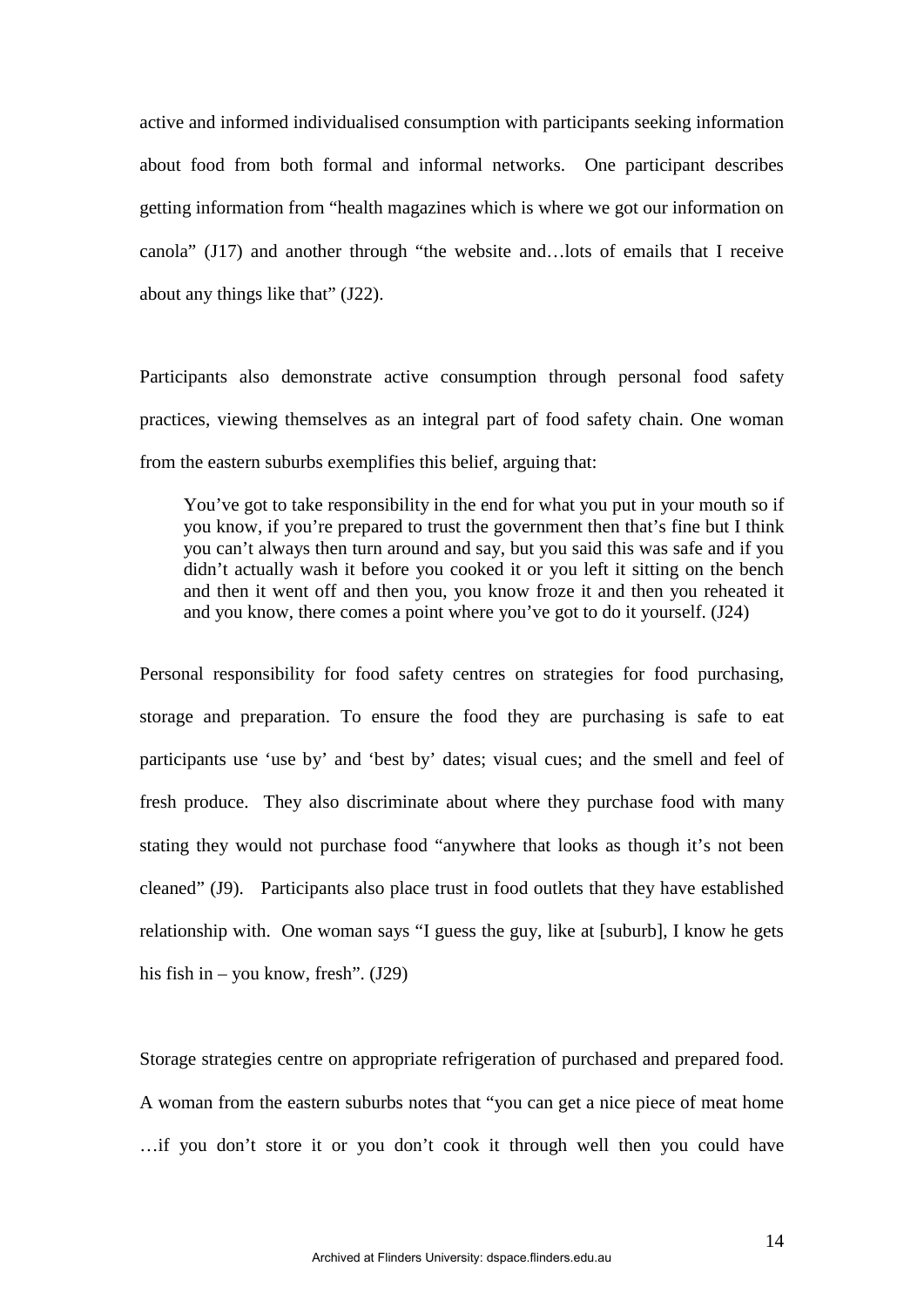active and informed individualised consumption with participants seeking information about food from both formal and informal networks. One participant describes getting information from "health magazines which is where we got our information on canola" (J17) and another through "the website and…lots of emails that I receive about any things like that" (J22).

Participants also demonstrate active consumption through personal food safety practices, viewing themselves as an integral part of food safety chain. One woman from the eastern suburbs exemplifies this belief, arguing that:

> You've got to take responsibility in the end for what you put in your mouth so if you know, if you're prepared to trust the government then that's fine but I think you can't always then turn around and say, but you said this was safe and if you didn't actually wash it before you cooked it or you left it sitting on the bench and then it went off and then you, you know froze it and then you reheated it and you know, there comes a point where you've got to do it yourself. (J24)

Personal responsibility for food safety centres on strategies for food purchasing, storage and preparation. To ensure the food they are purchasing is safe to eat participants use 'use by' and 'best by' dates; visual cues; and the smell and feel of fresh produce. They also discriminate about where they purchase food with many stating they would not purchase food "anywhere that looks as though it's not been cleaned" (J9). Participants also place trust in food outlets that they have established relationship with. One woman says "I guess the guy, like at [suburb], I know he gets his fish in – you know, fresh". (J29)

Storage strategies centre on appropriate refrigeration of purchased and prepared food. A woman from the eastern suburbs notes that "you can get a nice piece of meat home …if you don't store it or you don't cook it through well then you could have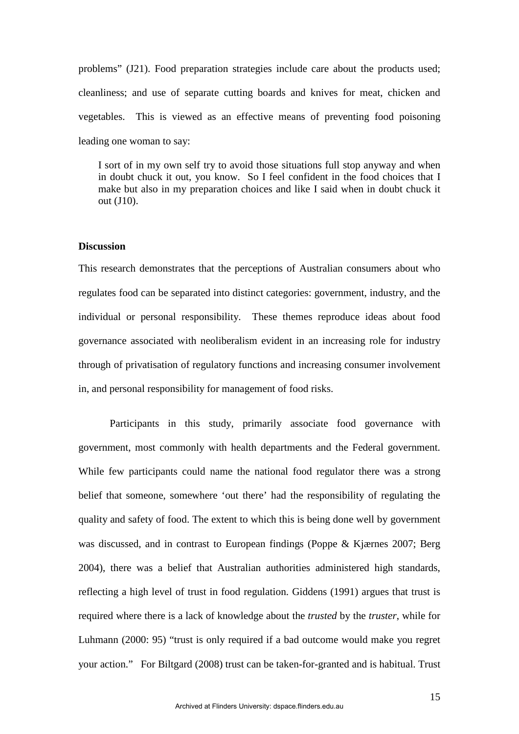problems" (J21). Food preparation strategies include care about the products used; cleanliness; and use of separate cutting boards and knives for meat, chicken and vegetables. This is viewed as an effective means of preventing food poisoning leading one woman to say:

> I sort of in my own self try to avoid those situations full stop anyway and when in doubt chuck it out, you know. So I feel confident in the food choices that I make but also in my preparation choices and like I said when in doubt chuck it out (J10).

**Discussion**

This research demonstrates that the perceptions of Australian consumers about who regulates food can be separated into distinct categories: government, industry, and the individual or personal responsibility. These themes reproduce ideas about food governance associated with neoliberalism evident in an increasing role for industry through of privatisation of regulatory functions and increasing consumer involvement in, and personal responsibility for management of food risks.

Participants in this study, primarily associate food governance with government, most commonly with health departments and the Federal government. While few participants could name the national food regulator there was a strong belief that someone, somewhere 'out there' had the responsibility of regulating the quality and safety of food. The extent to which this is being done well by government was discussed, and in contrast to European findings (Poppe & Kjærnes 2007; Berg 2004), there was a belief that Australian authorities administered high standards, reflecting a high level of trust in food regulation. Giddens (1991) argues that trust is required where there is a lack of knowledge about the *trusted* by the *truster*, while for Luhmann (2000: 95) "trust is only required if a bad outcome would make you regret your action." For Biltgard (2008) trust can be taken-for-granted and is habitual. Trust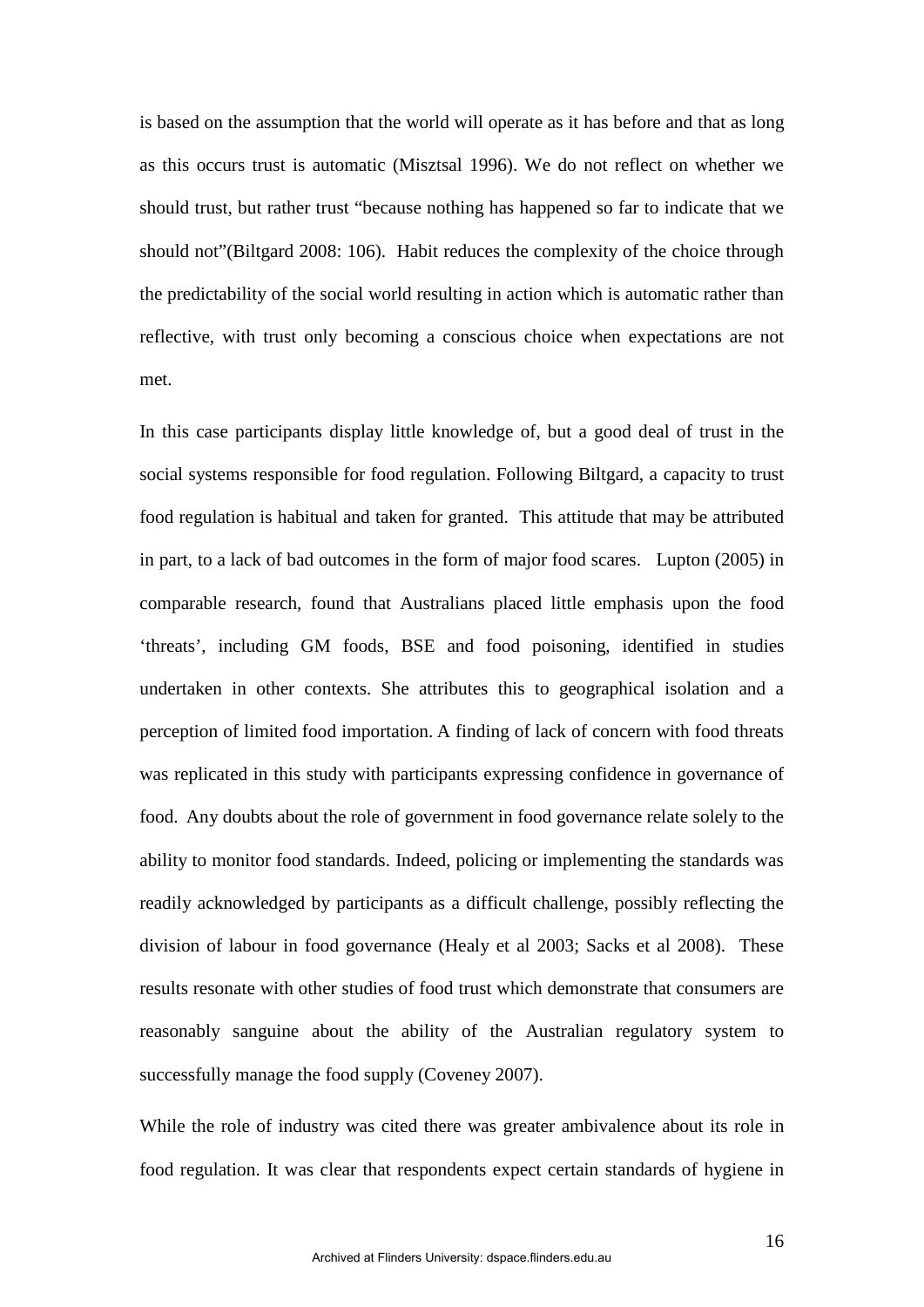is based on the assumption that the world will operate as it has before and that as long as this occurs trust is automatic (Misztsal 1996). We do not reflect on whether we should trust, but rather trust "because nothing has happened so far to indicate that we should not"(Biltgard 2008: 106). Habit reduces the complexity of the choice through the predictability of the social world resulting in action which is automatic rather than reflective, with trust only becoming a conscious choice when expectations are not met.

In this case participants display little knowledge of, but a good deal of trust in the social systems responsible for food regulation. Following Biltgard, a capacity to trust food regulation is habitual and taken for granted. This attitude that may be attributed in part, to a lack of bad outcomes in the form of major food scares. Lupton (2005) in comparable research, found that Australians placed little emphasis upon the food 'threats', including GM foods, BSE and food poisoning, identified in studies undertaken in other contexts. She attributes this to geographical isolation and a perception of limited food importation. A finding of lack of concern with food threats was replicated in this study with participants expressing confidence in governance of food. Any doubts about the role of government in food governance relate solely to the ability to monitor food standards. Indeed, policing or implementing the standards was readily acknowledged by participants as a difficult challenge, possibly reflecting the division of labour in food governance (Healy et al 2003; Sacks et al 2008). These results resonate with other studies of food trust which demonstrate that consumers are reasonably sanguine about the ability of the Australian regulatory system to successfully manage the food supply (Coveney 2007).

While the role of industry was cited there was greater ambivalence about its role in food regulation. It was clear that respondents expect certain standards of hygiene in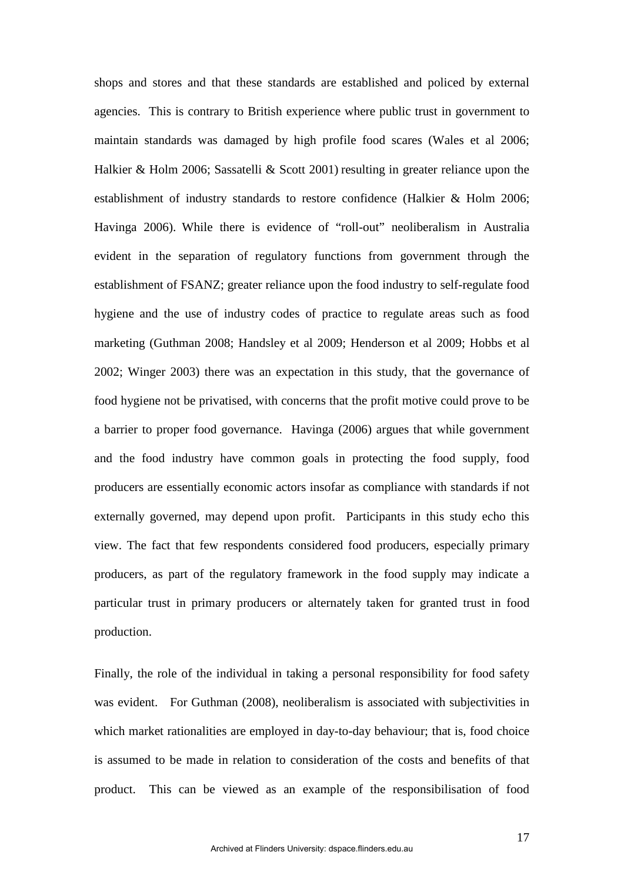shops and stores and that these standards are established and policed by external agencies. This is contrary to British experience where public trust in government to maintain standards was damaged by high profile food scares (Wales et al 2006; Halkier & Holm 2006; Sassatelli & Scott 2001) resulting in greater reliance upon the establishment of industry standards to restore confidence (Halkier & Holm 2006; Havinga 2006). While there is evidence of "roll-out" neoliberalism in Australia evident in the separation of regulatory functions from government through the establishment of FSANZ; greater reliance upon the food industry to self-regulate food hygiene and the use of industry codes of practice to regulate areas such as food marketing (Guthman 2008; Handsley et al 2009; Henderson et al 2009; Hobbs et al 2002; Winger 2003) there was an expectation in this study, that the governance of food hygiene not be privatised, with concerns that the profit motive could prove to be a barrier to proper food governance. Havinga (2006) argues that while government and the food industry have common goals in protecting the food supply, food producers are essentially economic actors insofar as compliance with standards if not externally governed, may depend upon profit. Participants in this study echo this view. The fact that few respondents considered food producers, especially primary producers, as part of the regulatory framework in the food supply may indicate a particular trust in primary producers or alternately taken for granted trust in food production.

Finally, the role of the individual in taking a personal responsibility for food safety was evident. For Guthman (2008), neoliberalism is associated with subjectivities in which market rationalities are employed in day-to-day behaviour; that is, food choice is assumed to be made in relation to consideration of the costs and benefits of that product. This can be viewed as an example of the responsibilisation of food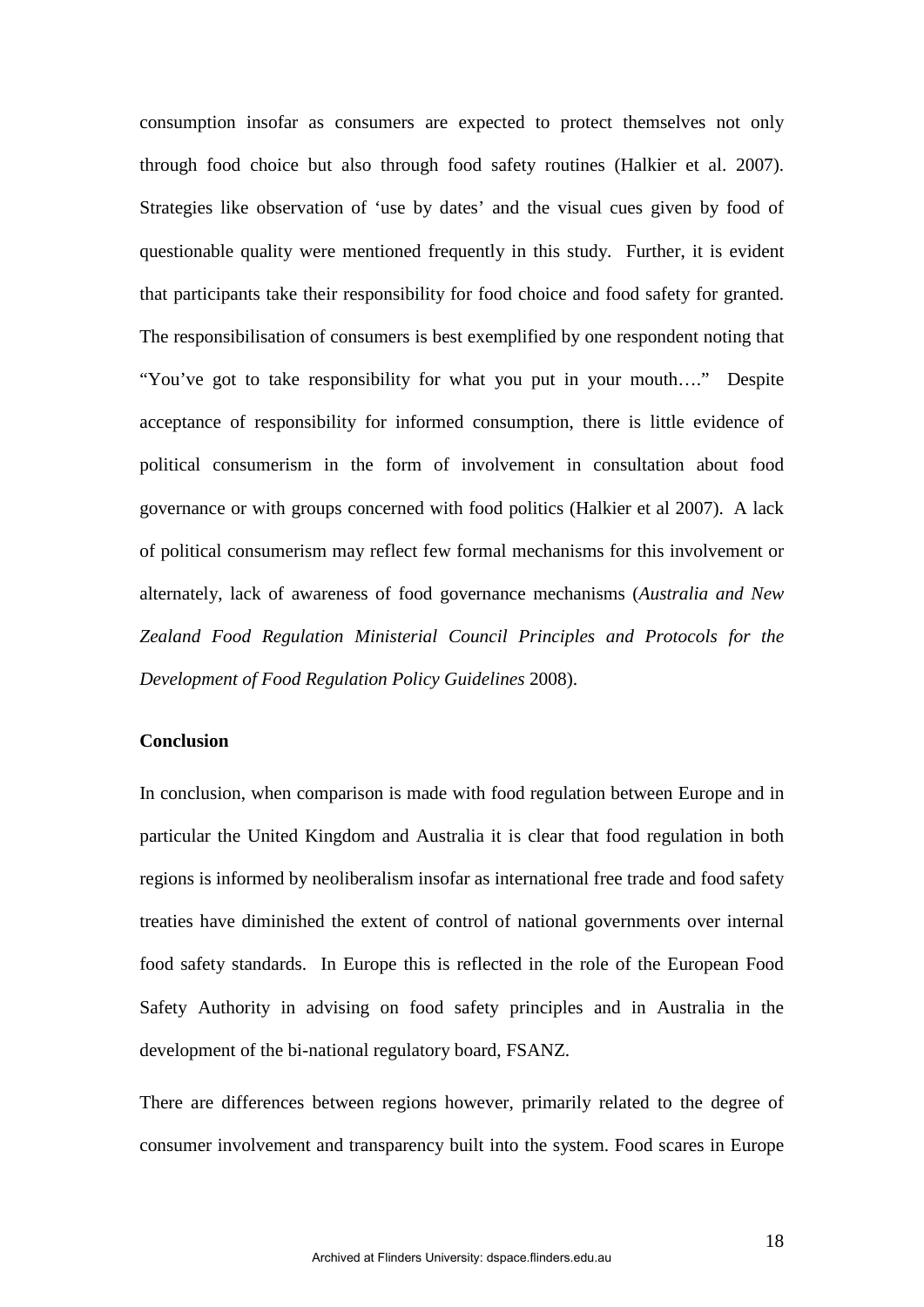consumption insofar as consumers are expected to protect themselves not only through food choice but also through food safety routines (Halkier et al. 2007). Strategies like observation of 'use by dates' and the visual cues given by food of questionable quality were mentioned frequently in this study. Further, it is evident that participants take their responsibility for food choice and food safety for granted. The responsibilisation of consumers is best exemplified by one respondent noting that "You've got to take responsibility for what you put in your mouth…." Despite acceptance of responsibility for informed consumption, there is little evidence of political consumerism in the form of involvement in consultation about food governance or with groups concerned with food politics (Halkier et al 2007). A lack of political consumerism may reflect few formal mechanisms for this involvement or alternately, lack of awareness of food governance mechanisms (*Australia and New Zealand Food Regulation Ministerial Council Principles and Protocols for the Development of Food Regulation Policy Guidelines* 2008).

**Conclusion**

In conclusion, when comparison is made with food regulation between Europe and in particular the United Kingdom and Australia it is clear that food regulation in both regions is informed by neoliberalism insofar as international free trade and food safety treaties have diminished the extent of control of national governments over internal food safety standards. In Europe this is reflected in the role of the European Food Safety Authority in advising on food safety principles and in Australia in the development of the bi-national regulatory board, FSANZ.

There are differences between regions however, primarily related to the degree of consumer involvement and transparency built into the system. Food scares in Europe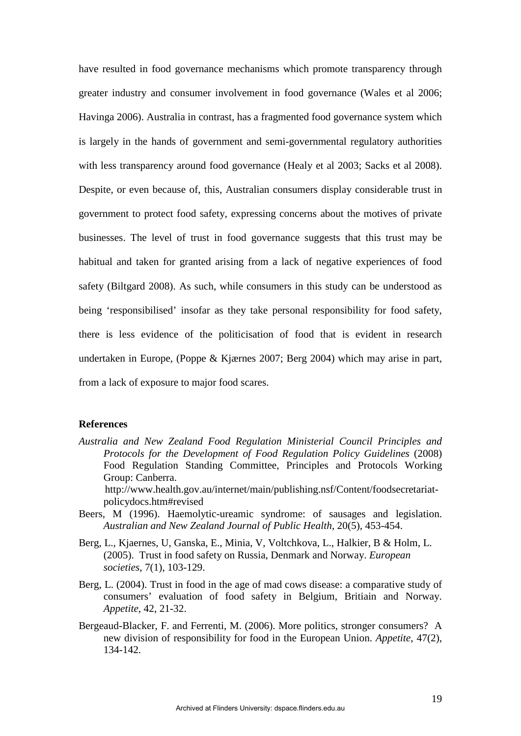have resulted in food governance mechanisms which promote transparency through greater industry and consumer involvement in food governance (Wales et al 2006; Havinga 2006). Australia in contrast, has a fragmented food governance system which is largely in the hands of government and semi-governmental regulatory authorities with less transparency around food governance (Healy et al 2003; Sacks et al 2008). Despite, or even because of, this, Australian consumers display considerable trust in government to protect food safety, expressing concerns about the motives of private businesses. The level of trust in food governance suggests that this trust may be habitual and taken for granted arising from a lack of negative experiences of food safety (Biltgard 2008). As such, while consumers in this study can be understood as being 'responsibilised' insofar as they take personal responsibility for food safety, there is less evidence of the politicisation of food that is evident in research undertaken in Europe, (Poppe & Kjærnes 2007; Berg 2004) which may arise in part, from a lack of exposure to major food scares.

**References**

*Australia and New Zealand Food Regulation Ministerial Council Principles and Protocols for the Development of Food Regulation Policy Guidelines* (2008) Food Regulation Standing Committee, Principles and Protocols Working Group: Canberra. http://www.health.gov.au/internet/main/publishing.nsf/Content/foodsecretariat-policydocs.htm#revised

Beers, M (1996). Haemolytic-ureamic syndrome: of sausages and legislation. *Australian and New Zealand Journal of Public Health*, 20(5), 453-454.

Berg, L., Kjaernes, U, Ganska, E., Minia, V, Voltchkova, L., Halkier, B & Holm, L. (2005). Trust in food safety on Russia, Denmark and Norway. *European societies*, 7(1), 103-129.

Berg, L. (2004). Trust in food in the age of mad cows disease: a comparative study of consumers' evaluation of food safety in Belgium, Britiain and Norway. *Appetite*, 42, 21-32.

Bergeaud-Blacker, F. and Ferrenti, M. (2006). More politics, stronger consumers? A new division of responsibility for food in the European Union. *Appetite*, 47(2), 134-142.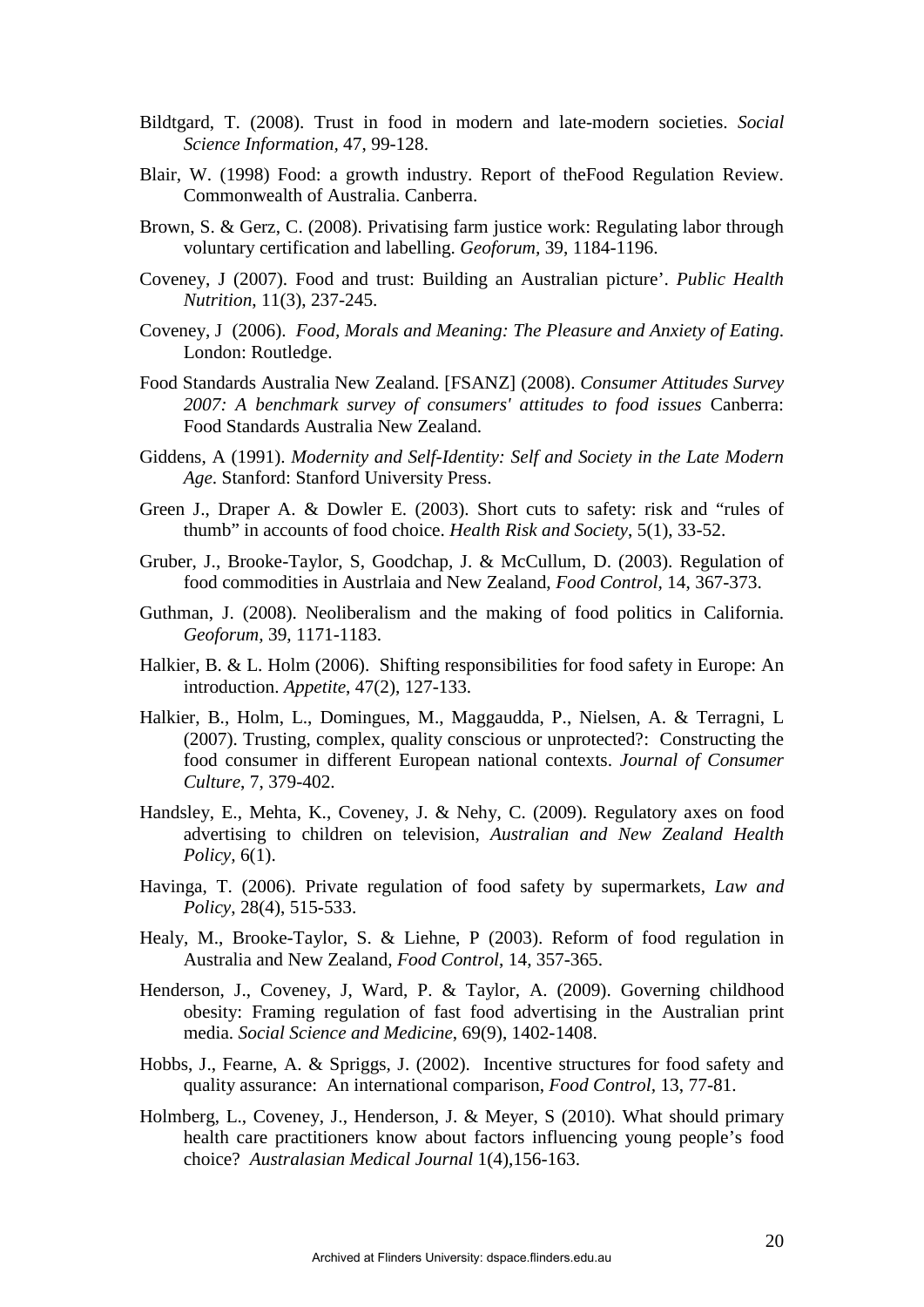Bildtgard, T. (2008). Trust in food in modern and late-modern societies. *Social Science Information,* 47, 99-128.

Blair, W. (1998) Food: a growth industry. Report of theFood Regulation Review. Commonwealth of Australia. Canberra.

Brown, S. & Gerz, C. (2008). Privatising farm justice work: Regulating labor through voluntary certification and labelling. *Geoforum,* 39, 1184-1196.

Coveney, J (2007). Food and trust: Building an Australian picture'. *Public Health Nutrition*, 11(3), 237-245.

Coveney, J (2006). *Food, Morals and Meaning: The Pleasure and Anxiety of Eating*. London: Routledge.

Food Standards Australia New Zealand. [FSANZ] (2008). *Consumer Attitudes Survey 2007: A benchmark survey of consumers' attitudes to food issues* Canberra: Food Standards Australia New Zealand.

Giddens, A (1991). *Modernity and Self-Identity: Self and Society in the Late Modern Age*. Stanford: Stanford University Press.

Green J., Draper A. & Dowler E. (2003). Short cuts to safety: risk and "rules of thumb" in accounts of food choice. *Health Risk and Society*, 5(1), 33-52.

Gruber, J., Brooke-Taylor, S, Goodchap, J. & McCullum, D. (2003). Regulation of food commodities in Austrlaia and New Zealand, *Food Control*, 14, 367-373.

Guthman, J. (2008). Neoliberalism and the making of food politics in California. *Geoforum,* 39, 1171-1183.

Halkier, B. & L. Holm (2006). Shifting responsibilities for food safety in Europe: An introduction. *Appetite*, 47(2), 127-133.

Halkier, B., Holm, L., Domingues, M., Maggaudda, P., Nielsen, A. & Terragni, L (2007). Trusting, complex, quality conscious or unprotected?: Constructing the food consumer in different European national contexts. *Journal of Consumer Culture*, 7, 379-402.

Handsley, E., Mehta, K., Coveney, J. & Nehy, C. (2009). Regulatory axes on food advertising to children on television, *Australian and New Zealand Health Policy*, 6(1).

Havinga, T. (2006). Private regulation of food safety by supermarkets, *Law and Policy*, 28(4), 515-533.

Healy, M., Brooke-Taylor, S. & Liehne, P (2003). Reform of food regulation in Australia and New Zealand, *Food Control*, 14, 357-365.

Henderson, J., Coveney, J, Ward, P. & Taylor, A. (2009). Governing childhood obesity: Framing regulation of fast food advertising in the Australian print media. *Social Science and Medicine*, 69(9), 1402-1408.

Hobbs, J., Fearne, A. & Spriggs, J. (2002). Incentive structures for food safety and quality assurance: An international comparison, *Food Control*, 13, 77-81.

Holmberg, L., Coveney, J., Henderson, J. & Meyer, S (2010). What should primary health care practitioners know about factors influencing young people's food choice? *Australasian Medical Journal* 1(4),156-163.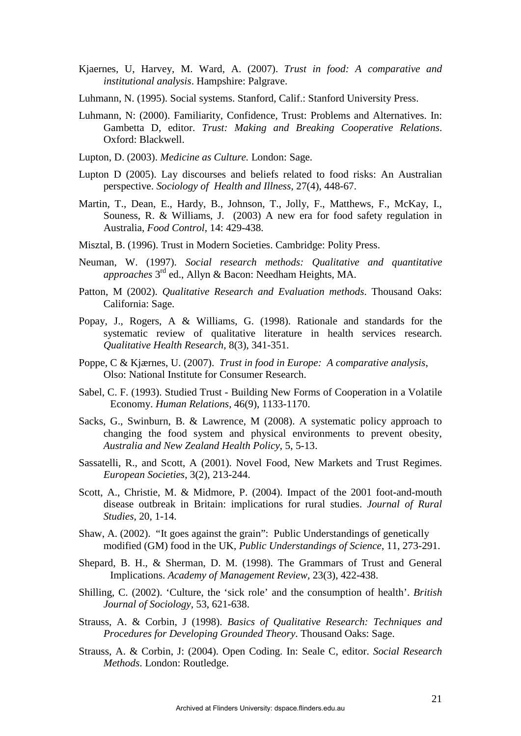Kjaernes, U, Harvey, M. Ward, A. (2007). *Trust in food: A comparative and institutional analysis*. Hampshire: Palgrave.

Luhmann, N. (1995). Social systems. Stanford, Calif.: Stanford University Press.

Luhmann, N: (2000). Familiarity, Confidence, Trust: Problems and Alternatives. In: Gambetta D, editor. *Trust: Making and Breaking Cooperative Relations*. Oxford: Blackwell.

Lupton, D. (2003). *Medicine as Culture.* London: Sage.

Lupton D (2005). Lay discourses and beliefs related to food risks: An Australian perspective. *Sociology of Health and Illness*, 27(4), 448-67.

Martin, T., Dean, E., Hardy, B., Johnson, T., Jolly, F., Matthews, F., McKay, I., Souness, R. & Williams, J. (2003) A new era for food safety regulation in Australia, *Food Control*, 14: 429-438.

Misztal, B. (1996). Trust in Modern Societies. Cambridge: Polity Press.

Neuman, W. (1997). *Social research methods: Qualitative and quantitative approaches* 3rd ed., Allyn & Bacon: Needham Heights, MA.

Patton, M (2002). *Qualitative Research and Evaluation methods*. Thousand Oaks: California: Sage.

Popay, J., Rogers, A & Williams, G. (1998). Rationale and standards for the systematic review of qualitative literature in health services research. *Qualitative Health Research*, 8(3), 341-351.

Poppe, C & Kjærnes, U. (2007). *Trust in food in Europe: A comparative analysis*, Olso: National Institute for Consumer Research.

Sabel, C. F. (1993). Studied Trust - Building New Forms of Cooperation in a Volatile Economy. *Human Relations*, 46(9), 1133-1170.

Sacks, G., Swinburn, B. & Lawrence, M (2008). A systematic policy approach to changing the food system and physical environments to prevent obesity, *Australia and New Zealand Health Policy*, 5, 5-13.

Sassatelli, R., and Scott, A (2001). Novel Food, New Markets and Trust Regimes. *European Societies*, 3(2), 213-244.

Scott, A., Christie, M. & Midmore, P. (2004). Impact of the 2001 foot-and-mouth disease outbreak in Britain: implications for rural studies. *Journal of Rural Studies*, 20, 1-14.

Shaw, A. (2002). "It goes against the grain": Public Understandings of genetically modified (GM) food in the UK, *Public Understandings of Science*, 11, 273-291.

Shepard, B. H., & Sherman, D. M. (1998). The Grammars of Trust and General Implications. *Academy of Management Review*, 23(3), 422-438.

Shilling, C. (2002). 'Culture, the 'sick role' and the consumption of health'. *British Journal of Sociology*, 53, 621-638.

Strauss, A. & Corbin, J (1998). *Basics of Qualitative Research: Techniques and Procedures for Developing Grounded Theory*. Thousand Oaks: Sage.

Strauss, A. & Corbin, J: (2004). Open Coding. In: Seale C, editor. *Social Research Methods*. London: Routledge.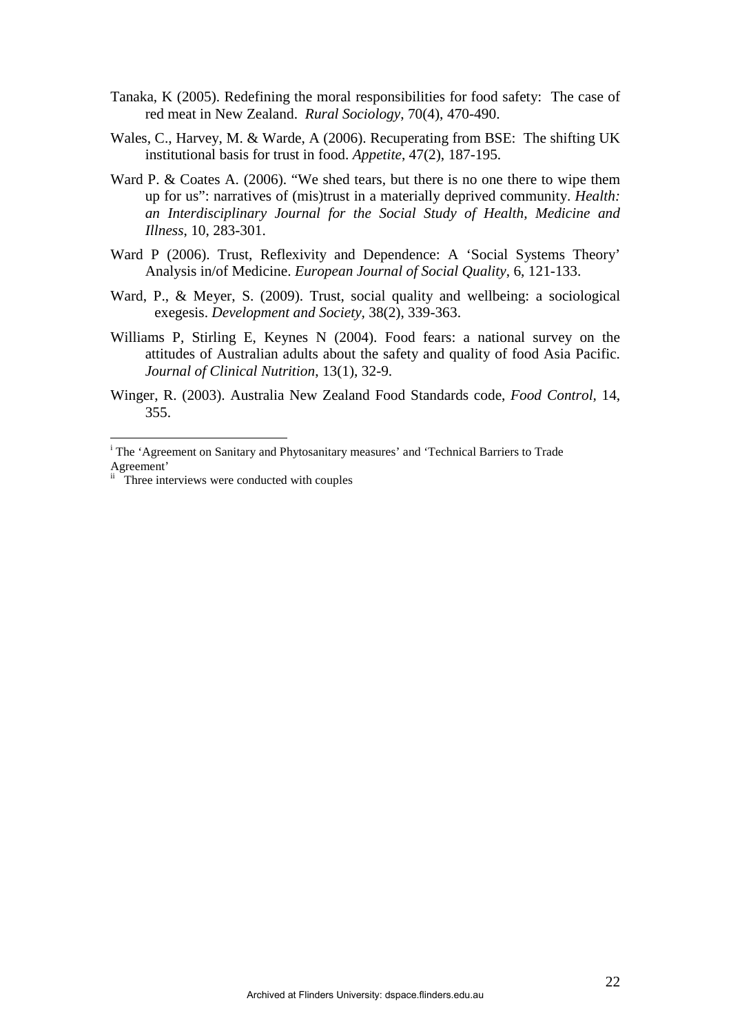Tanaka, K (2005). Redefining the moral responsibilities for food safety: The case of red meat in New Zealand. *Rural Sociology*, 70(4), 470-490.

Wales, C., Harvey, M. & Warde, A (2006). Recuperating from BSE: The shifting UK institutional basis for trust in food. *Appetite*, 47(2), 187-195.

Ward P. & Coates A. (2006). "We shed tears, but there is no one there to wipe them up for us": narratives of (mis)trust in a materially deprived community. *Health: an Interdisciplinary Journal for the Social Study of Health, Medicine and Illness*, 10, 283-301.

Ward P (2006). Trust, Reflexivity and Dependence: A 'Social Systems Theory' Analysis in/of Medicine. *European Journal of Social Quality*, 6, 121-133.

Ward, P., & Meyer, S. (2009). Trust, social quality and wellbeing: a sociological exegesis. *Development and Society*, 38(2), 339-363.

Williams P, Stirling E, Keynes N (2004). Food fears: a national survey on the attitudes of Australian adults about the safety and quality of food Asia Pacific. *Journal of Clinical Nutrition*, 13(1), 32-9.

Winger, R. (2003). Australia New Zealand Food Standards code, *Food Control*, 14, 355.

---

[i] The 'Agreement on Sanitary and Phytosanitary measures' and 'Technical Barriers to Trade Agreement'

[ii] Three interviews were conducted with couples

Archived at Flinders University: dspace.flinders.edu.au